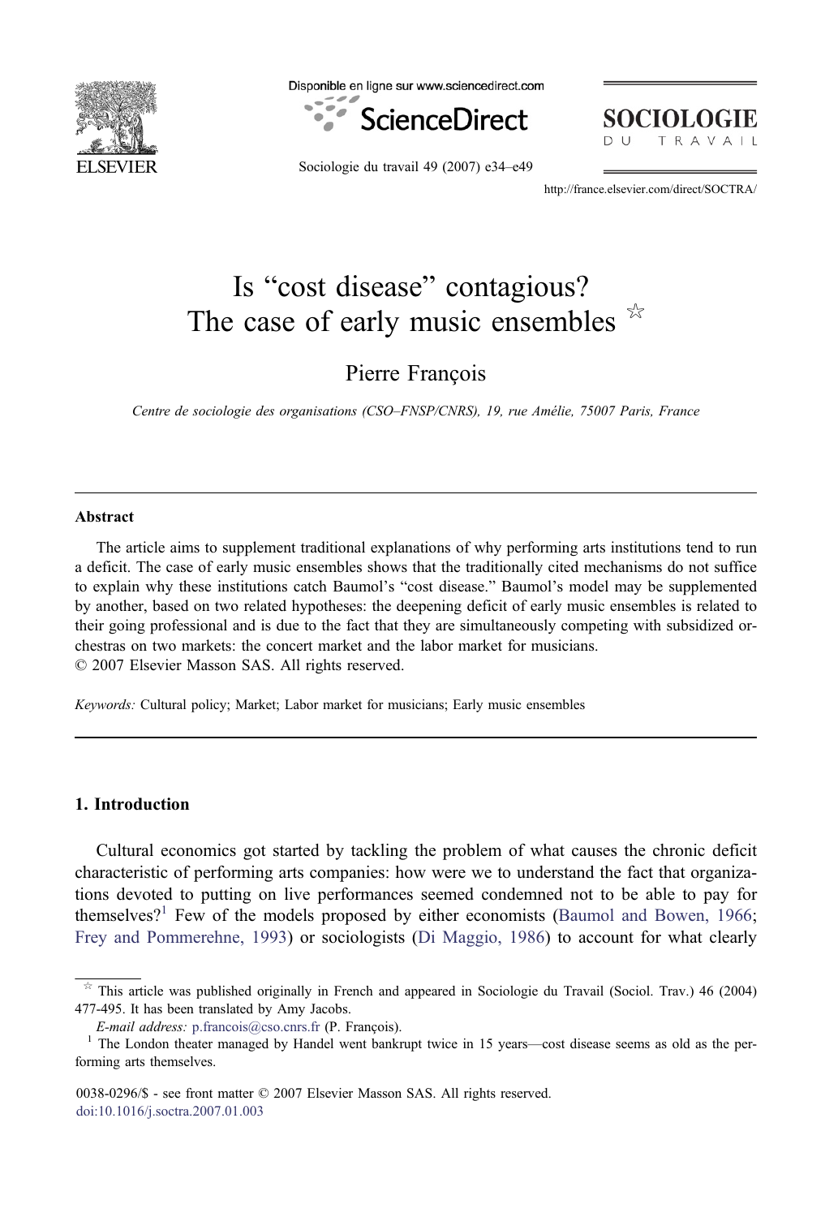# Is "cost disease" contagious? The case of early music ensembles ☆

Pierre François

*Centre de sociologie des organisations (CSO–FNSP/CNRS), 19, rue Amélie, 75007 Paris, France*

---

## Abstract

The article aims to supplement traditional explanations of why performing arts institutions tend to run a deficit. The case of early music ensembles shows that the traditionally cited mechanisms do not suffice to explain why these institutions catch Baumol's "cost disease." Baumol's model may be supplemented by another, based on two related hypotheses: the deepening deficit of early music ensembles is related to their going professional and is due to the fact that they are simultaneously competing with subsidized orchestras on two markets: the concert market and the labor market for musicians.

© 2007 Elsevier Masson SAS. All rights reserved.

*Keywords:* Cultural policy; Market; Labor market for musicians; Early music ensembles

---

## 1. Introduction

Cultural economics got started by tackling the problem of what causes the chronic deficit characteristic of performing arts companies: how were we to understand the fact that organizations devoted to putting on live performances seemed condemned not to be able to pay for themselves?[1] Few of the models proposed by either economists (Baumol and Bowen, 1966; Frey and Pommerehne, 1993) or sociologists (Di Maggio, 1986) to account for what clearly

---

☆ This article was published originally in French and appeared in Sociologie du Travail (Sociol. Trav.) 46 (2004) 477-495. It has been translated by Amy Jacobs.

*E-mail address:* p.francois@cso.cnrs.fr (P. François).

[1] The London theater managed by Handel went bankrupt twice in 15 years—cost disease seems as old as the performing arts themselves.

0038-0296/$ - see front matter © 2007 Elsevier Masson SAS. All rights reserved.
doi:10.1016/j.soctra.2007.01.003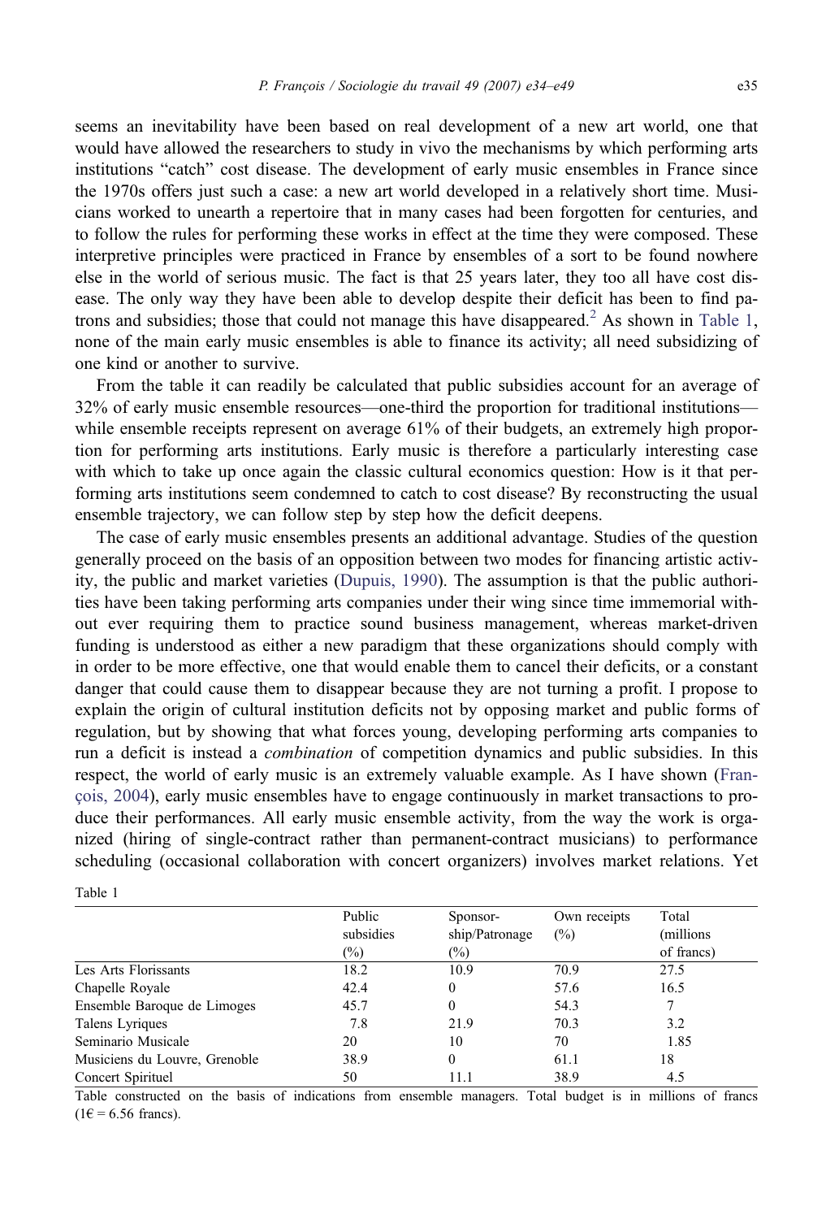seems an inevitability have been based on real development of a new art world, one that would have allowed the researchers to study in vivo the mechanisms by which performing arts institutions "catch" cost disease. The development of early music ensembles in France since the 1970s offers just such a case: a new art world developed in a relatively short time. Musicians worked to unearth a repertoire that in many cases had been forgotten for centuries, and to follow the rules for performing these works in effect at the time they were composed. These interpretive principles were practiced in France by ensembles of a sort to be found nowhere else in the world of serious music. The fact is that 25 years later, they too all have cost disease. The only way they have been able to develop despite their deficit has been to find patrons and subsidies; those that could not manage this have disappeared.[2] As shown in Table 1, none of the main early music ensembles is able to finance its activity; all need subsidizing of one kind or another to survive.

From the table it can readily be calculated that public subsidies account for an average of 32% of early music ensemble resources—one-third the proportion for traditional institutions—while ensemble receipts represent on average 61% of their budgets, an extremely high proportion for performing arts institutions. Early music is therefore a particularly interesting case with which to take up once again the classic cultural economics question: How is it that performing arts institutions seem condemned to catch to cost disease? By reconstructing the usual ensemble trajectory, we can follow step by step how the deficit deepens.

The case of early music ensembles presents an additional advantage. Studies of the question generally proceed on the basis of an opposition between two modes for financing artistic activity, the public and market varieties (Dupuis, 1990). The assumption is that the public authorities have been taking performing arts companies under their wing since time immemorial without ever requiring them to practice sound business management, whereas market-driven funding is understood as either a new paradigm that these organizations should comply with in order to be more effective, one that would enable them to cancel their deficits, or a constant danger that could cause them to disappear because they are not turning a profit. I propose to explain the origin of cultural institution deficits not by opposing market and public forms of regulation, but by showing that what forces young, developing performing arts companies to run a deficit is instead a *combination* of competition dynamics and public subsidies. In this respect, the world of early music is an extremely valuable example. As I have shown (François, 2004), early music ensembles have to engage continuously in market transactions to produce their performances. All early music ensemble activity, from the way the work is organized (hiring of single-contract rather than permanent-contract musicians) to performance scheduling (occasional collaboration with concert organizers) involves market relations. Yet

Table 1

| | Public subsidies (%) | Sponsor-ship/Patronage (%) | Own receipts (%) | Total (millions of francs) |
|---|---|---|---|---|
| Les Arts Florissants | 18.2 | 10.9 | 70.9 | 27.5 |
| Chapelle Royale | 42.4 | 0 | 57.6 | 16.5 |
| Ensemble Baroque de Limoges | 45.7 | 0 | 54.3 | 7 |
| Talens Lyriques | 7.8 | 21.9 | 70.3 | 3.2 |
| Seminario Musicale | 20 | 10 | 70 | 1.85 |
| Musiciens du Louvre, Grenoble | 38.9 | 0 | 61.1 | 18 |
| Concert Spirituel | 50 | 11.1 | 38.9 | 4.5 |

Table constructed on the basis of indications from ensemble managers. Total budget is in millions of francs (1€ = 6.56 francs).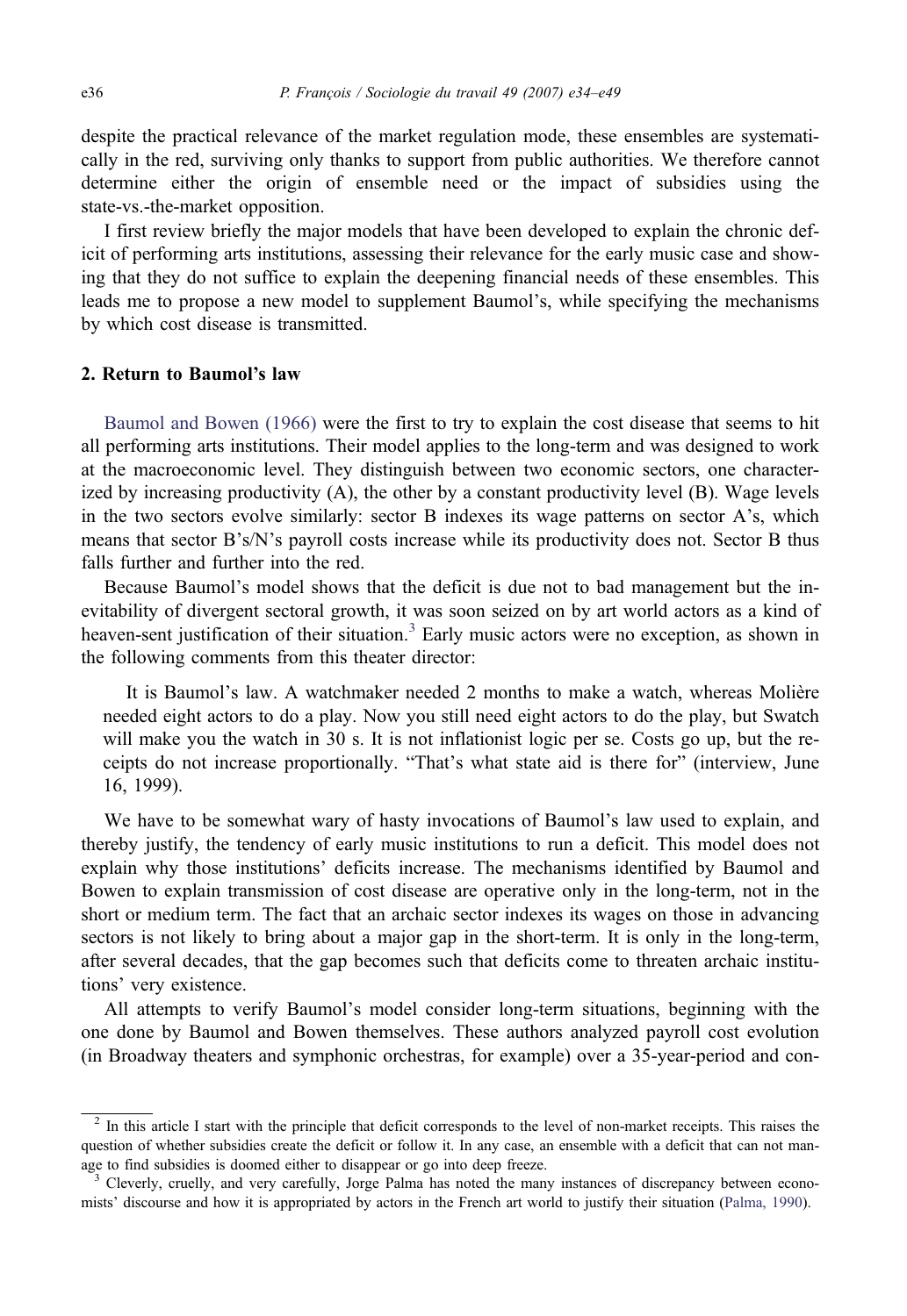despite the practical relevance of the market regulation mode, these ensembles are systematically in the red, surviving only thanks to support from public authorities. We therefore cannot determine either the origin of ensemble need or the impact of subsidies using the state-vs.-the-market opposition.

I first review briefly the major models that have been developed to explain the chronic deficit of performing arts institutions, assessing their relevance for the early music case and showing that they do not suffice to explain the deepening financial needs of these ensembles. This leads me to propose a new model to supplement Baumol's, while specifying the mechanisms by which cost disease is transmitted.

## 2. Return to Baumol's law

Baumol and Bowen (1966) were the first to try to explain the cost disease that seems to hit all performing arts institutions. Their model applies to the long-term and was designed to work at the macroeconomic level. They distinguish between two economic sectors, one characterized by increasing productivity (A), the other by a constant productivity level (B). Wage levels in the two sectors evolve similarly: sector B indexes its wage patterns on sector A's, which means that sector B's/N's payroll costs increase while its productivity does not. Sector B thus falls further and further into the red.

Because Baumol's model shows that the deficit is due not to bad management but the inevitability of divergent sectoral growth, it was soon seized on by art world actors as a kind of heaven-sent justification of their situation.[3] Early music actors were no exception, as shown in the following comments from this theater director:

> It is Baumol's law. A watchmaker needed 2 months to make a watch, whereas Molière needed eight actors to do a play. Now you still need eight actors to do the play, but Swatch will make you the watch in 30 s. It is not inflationist logic per se. Costs go up, but the receipts do not increase proportionally. "That's what state aid is there for" (interview, June 16, 1999).

We have to be somewhat wary of hasty invocations of Baumol's law used to explain, and thereby justify, the tendency of early music institutions to run a deficit. This model does not explain why those institutions' deficits increase. The mechanisms identified by Baumol and Bowen to explain transmission of cost disease are operative only in the long-term, not in the short or medium term. The fact that an archaic sector indexes its wages on those in advancing sectors is not likely to bring about a major gap in the short-term. It is only in the long-term, after several decades, that the gap becomes such that deficits come to threaten archaic institutions' very existence.

All attempts to verify Baumol's model consider long-term situations, beginning with the one done by Baumol and Bowen themselves. These authors analyzed payroll cost evolution (in Broadway theaters and symphonic orchestras, for example) over a 35-year-period and con-

---

[2] In this article I start with the principle that deficit corresponds to the level of non-market receipts. This raises the question of whether subsidies create the deficit or follow it. In any case, an ensemble with a deficit that can not manage to find subsidies is doomed either to disappear or go into deep freeze.

[3] Cleverly, cruelly, and very carefully, Jorge Palma has noted the many instances of discrepancy between economists' discourse and how it is appropriated by actors in the French art world to justify their situation (Palma, 1990).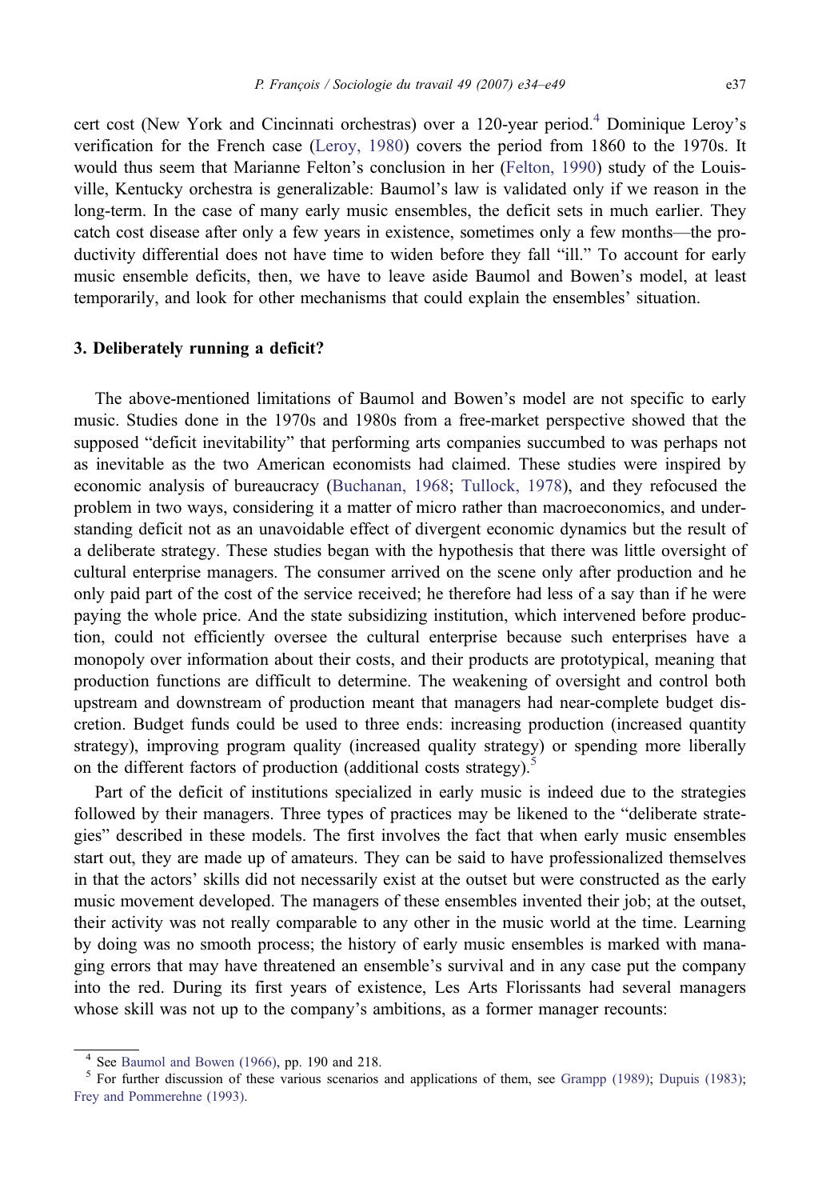cert cost (New York and Cincinnati orchestras) over a 120-year period.[4] Dominique Leroy's verification for the French case (Leroy, 1980) covers the period from 1860 to the 1970s. It would thus seem that Marianne Felton's conclusion in her (Felton, 1990) study of the Louisville, Kentucky orchestra is generalizable: Baumol's law is validated only if we reason in the long-term. In the case of many early music ensembles, the deficit sets in much earlier. They catch cost disease after only a few years in existence, sometimes only a few months—the productivity differential does not have time to widen before they fall "ill." To account for early music ensemble deficits, then, we have to leave aside Baumol and Bowen's model, at least temporarily, and look for other mechanisms that could explain the ensembles' situation.

## 3. Deliberately running a deficit?

The above-mentioned limitations of Baumol and Bowen's model are not specific to early music. Studies done in the 1970s and 1980s from a free-market perspective showed that the supposed "deficit inevitability" that performing arts companies succumbed to was perhaps not as inevitable as the two American economists had claimed. These studies were inspired by economic analysis of bureaucracy (Buchanan, 1968; Tullock, 1978), and they refocused the problem in two ways, considering it a matter of micro rather than macroeconomics, and understanding deficit not as an unavoidable effect of divergent economic dynamics but the result of a deliberate strategy. These studies began with the hypothesis that there was little oversight of cultural enterprise managers. The consumer arrived on the scene only after production and he only paid part of the cost of the service received; he therefore had less of a say than if he were paying the whole price. And the state subsidizing institution, which intervened before production, could not efficiently oversee the cultural enterprise because such enterprises have a monopoly over information about their costs, and their products are prototypical, meaning that production functions are difficult to determine. The weakening of oversight and control both upstream and downstream of production meant that managers had near-complete budget discretion. Budget funds could be used to three ends: increasing production (increased quantity strategy), improving program quality (increased quality strategy) or spending more liberally on the different factors of production (additional costs strategy).[5]

Part of the deficit of institutions specialized in early music is indeed due to the strategies followed by their managers. Three types of practices may be likened to the "deliberate strategies" described in these models. The first involves the fact that when early music ensembles start out, they are made up of amateurs. They can be said to have professionalized themselves in that the actors' skills did not necessarily exist at the outset but were constructed as the early music movement developed. The managers of these ensembles invented their job; at the outset, their activity was not really comparable to any other in the music world at the time. Learning by doing was no smooth process; the history of early music ensembles is marked with managing errors that may have threatened an ensemble's survival and in any case put the company into the red. During its first years of existence, Les Arts Florissants had several managers whose skill was not up to the company's ambitions, as a former manager recounts:

---

[4] See Baumol and Bowen (1966), pp. 190 and 218.

[5] For further discussion of these various scenarios and applications of them, see Grampp (1989); Dupuis (1983); Frey and Pommerehne (1993).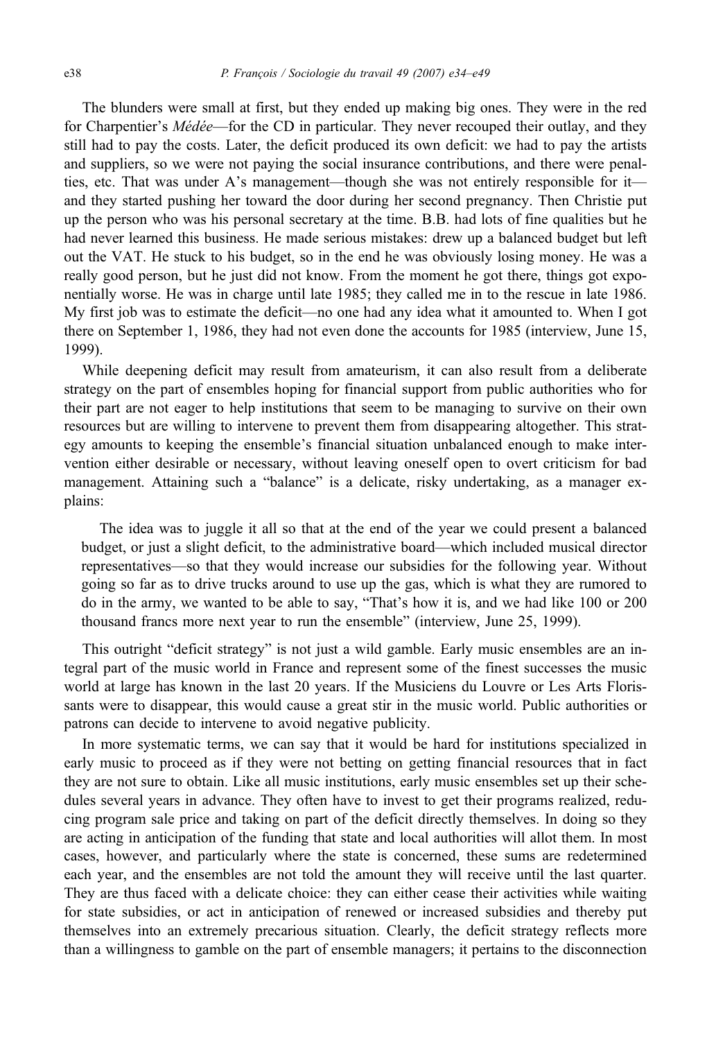The blunders were small at first, but they ended up making big ones. They were in the red for Charpentier's *Médée*—for the CD in particular. They never recouped their outlay, and they still had to pay the costs. Later, the deficit produced its own deficit: we had to pay the artists and suppliers, so we were not paying the social insurance contributions, and there were penalties, etc. That was under A's management—though she was not entirely responsible for it—and they started pushing her toward the door during her second pregnancy. Then Christie put up the person who was his personal secretary at the time. B.B. had lots of fine qualities but he had never learned this business. He made serious mistakes: drew up a balanced budget but left out the VAT. He stuck to his budget, so in the end he was obviously losing money. He was a really good person, but he just did not know. From the moment he got there, things got exponentially worse. He was in charge until late 1985; they called me in to the rescue in late 1986. My first job was to estimate the deficit—no one had any idea what it amounted to. When I got there on September 1, 1986, they had not even done the accounts for 1985 (interview, June 15, 1999).

While deepening deficit may result from amateurism, it can also result from a deliberate strategy on the part of ensembles hoping for financial support from public authorities who for their part are not eager to help institutions that seem to be managing to survive on their own resources but are willing to intervene to prevent them from disappearing altogether. This strategy amounts to keeping the ensemble's financial situation unbalanced enough to make intervention either desirable or necessary, without leaving oneself open to overt criticism for bad management. Attaining such a "balance" is a delicate, risky undertaking, as a manager explains:

> The idea was to juggle it all so that at the end of the year we could present a balanced budget, or just a slight deficit, to the administrative board—which included musical director representatives—so that they would increase our subsidies for the following year. Without going so far as to drive trucks around to use up the gas, which is what they are rumored to do in the army, we wanted to be able to say, "That's how it is, and we had like 100 or 200 thousand francs more next year to run the ensemble" (interview, June 25, 1999).

This outright "deficit strategy" is not just a wild gamble. Early music ensembles are an integral part of the music world in France and represent some of the finest successes the music world at large has known in the last 20 years. If the Musiciens du Louvre or Les Arts Florissants were to disappear, this would cause a great stir in the music world. Public authorities or patrons can decide to intervene to avoid negative publicity.

In more systematic terms, we can say that it would be hard for institutions specialized in early music to proceed as if they were not betting on getting financial resources that in fact they are not sure to obtain. Like all music institutions, early music ensembles set up their schedules several years in advance. They often have to invest to get their programs realized, reducing program sale price and taking on part of the deficit directly themselves. In doing so they are acting in anticipation of the funding that state and local authorities will allot them. In most cases, however, and particularly where the state is concerned, these sums are redetermined each year, and the ensembles are not told the amount they will receive until the last quarter. They are thus faced with a delicate choice: they can either cease their activities while waiting for state subsidies, or act in anticipation of renewed or increased subsidies and thereby put themselves into an extremely precarious situation. Clearly, the deficit strategy reflects more than a willingness to gamble on the part of ensemble managers; it pertains to the disconnection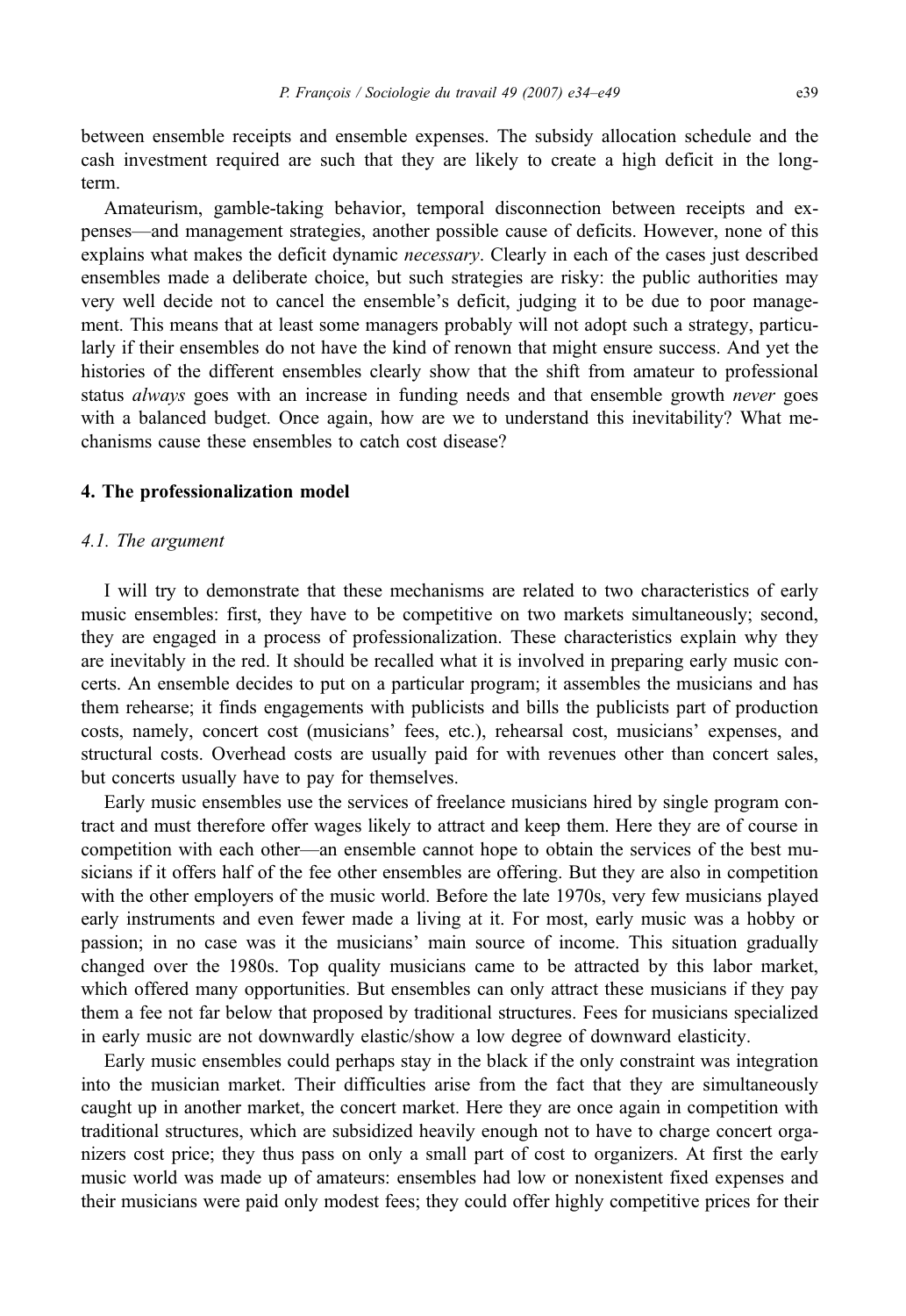between ensemble receipts and ensemble expenses. The subsidy allocation schedule and the cash investment required are such that they are likely to create a high deficit in the long-term.

Amateurism, gamble-taking behavior, temporal disconnection between receipts and expenses—and management strategies, another possible cause of deficits. However, none of this explains what makes the deficit dynamic *necessary*. Clearly in each of the cases just described ensembles made a deliberate choice, but such strategies are risky: the public authorities may very well decide not to cancel the ensemble's deficit, judging it to be due to poor management. This means that at least some managers probably will not adopt such a strategy, particularly if their ensembles do not have the kind of renown that might ensure success. And yet the histories of the different ensembles clearly show that the shift from amateur to professional status *always* goes with an increase in funding needs and that ensemble growth *never* goes with a balanced budget. Once again, how are we to understand this inevitability? What mechanisms cause these ensembles to catch cost disease?

## 4. The professionalization model

### 4.1. The argument

I will try to demonstrate that these mechanisms are related to two characteristics of early music ensembles: first, they have to be competitive on two markets simultaneously; second, they are engaged in a process of professionalization. These characteristics explain why they are inevitably in the red. It should be recalled what it is involved in preparing early music concerts. An ensemble decides to put on a particular program; it assembles the musicians and has them rehearse; it finds engagements with publicists and bills the publicists part of production costs, namely, concert cost (musicians' fees, etc.), rehearsal cost, musicians' expenses, and structural costs. Overhead costs are usually paid for with revenues other than concert sales, but concerts usually have to pay for themselves.

Early music ensembles use the services of freelance musicians hired by single program contract and must therefore offer wages likely to attract and keep them. Here they are of course in competition with each other—an ensemble cannot hope to obtain the services of the best musicians if it offers half of the fee other ensembles are offering. But they are also in competition with the other employers of the music world. Before the late 1970s, very few musicians played early instruments and even fewer made a living at it. For most, early music was a hobby or passion; in no case was it the musicians' main source of income. This situation gradually changed over the 1980s. Top quality musicians came to be attracted by this labor market, which offered many opportunities. But ensembles can only attract these musicians if they pay them a fee not far below that proposed by traditional structures. Fees for musicians specialized in early music are not downwardly elastic/show a low degree of downward elasticity.

Early music ensembles could perhaps stay in the black if the only constraint was integration into the musician market. Their difficulties arise from the fact that they are simultaneously caught up in another market, the concert market. Here they are once again in competition with traditional structures, which are subsidized heavily enough not to have to charge concert organizers cost price; they thus pass on only a small part of cost to organizers. At first the early music world was made up of amateurs: ensembles had low or nonexistent fixed expenses and their musicians were paid only modest fees; they could offer highly competitive prices for their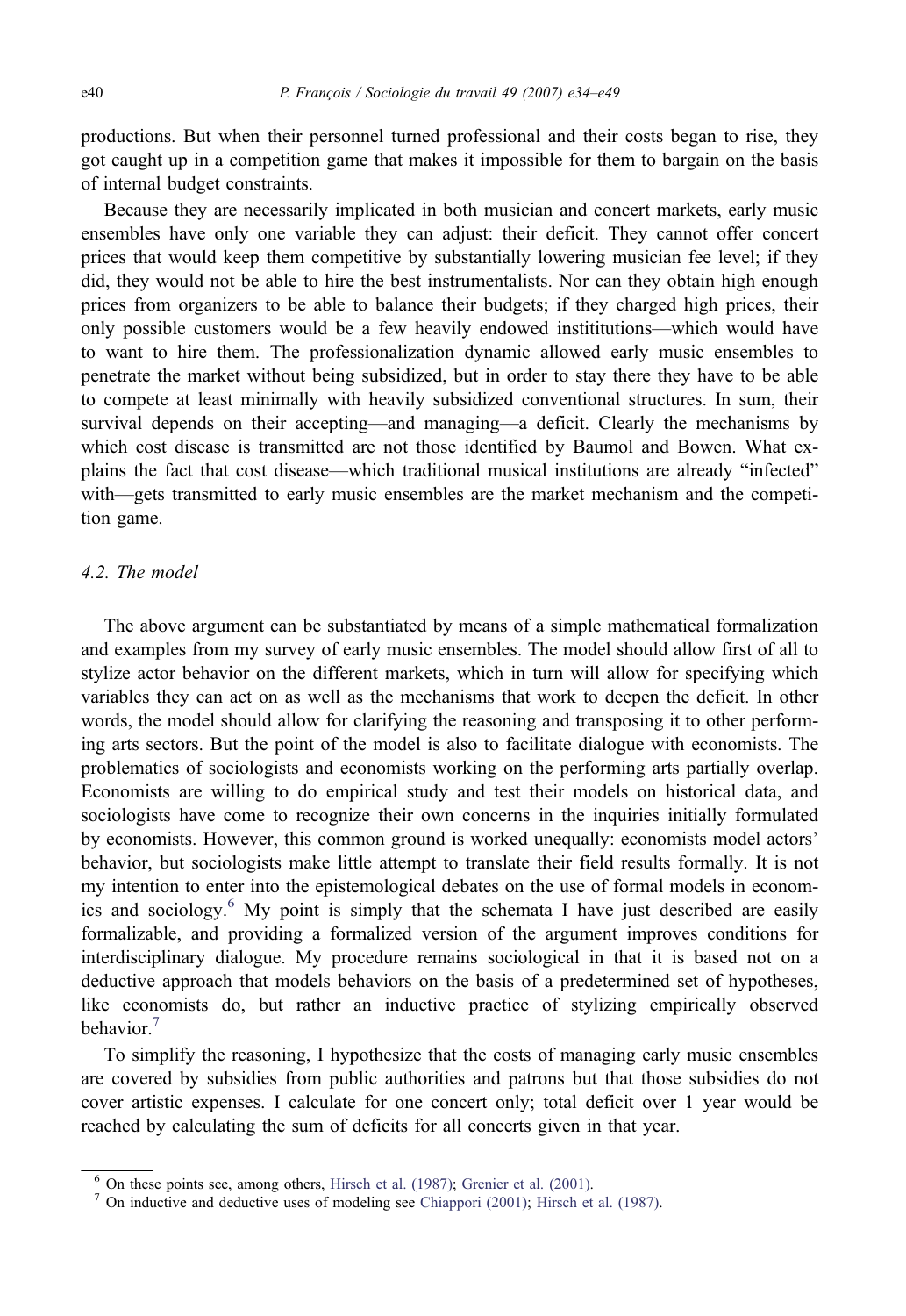productions. But when their personnel turned professional and their costs began to rise, they got caught up in a competition game that makes it impossible for them to bargain on the basis of internal budget constraints.

Because they are necessarily implicated in both musician and concert markets, early music ensembles have only one variable they can adjust: their deficit. They cannot offer concert prices that would keep them competitive by substantially lowering musician fee level; if they did, they would not be able to hire the best instrumentalists. Nor can they obtain high enough prices from organizers to be able to balance their budgets; if they charged high prices, their only possible customers would be a few heavily endowed instititutions—which would have to want to hire them. The professionalization dynamic allowed early music ensembles to penetrate the market without being subsidized, but in order to stay there they have to be able to compete at least minimally with heavily subsidized conventional structures. In sum, their survival depends on their accepting—and managing—a deficit. Clearly the mechanisms by which cost disease is transmitted are not those identified by Baumol and Bowen. What explains the fact that cost disease—which traditional musical institutions are already "infected" with—gets transmitted to early music ensembles are the market mechanism and the competition game.

### *4.2. The model*

The above argument can be substantiated by means of a simple mathematical formalization and examples from my survey of early music ensembles. The model should allow first of all to stylize actor behavior on the different markets, which in turn will allow for specifying which variables they can act on as well as the mechanisms that work to deepen the deficit. In other words, the model should allow for clarifying the reasoning and transposing it to other performing arts sectors. But the point of the model is also to facilitate dialogue with economists. The problematics of sociologists and economists working on the performing arts partially overlap. Economists are willing to do empirical study and test their models on historical data, and sociologists have come to recognize their own concerns in the inquiries initially formulated by economists. However, this common ground is worked unequally: economists model actors' behavior, but sociologists make little attempt to translate their field results formally. It is not my intention to enter into the epistemological debates on the use of formal models in economics and sociology.[6] My point is simply that the schemata I have just described are easily formalizable, and providing a formalized version of the argument improves conditions for interdisciplinary dialogue. My procedure remains sociological in that it is based not on a deductive approach that models behaviors on the basis of a predetermined set of hypotheses, like economists do, but rather an inductive practice of stylizing empirically observed behavior.[7]

To simplify the reasoning, I hypothesize that the costs of managing early music ensembles are covered by subsidies from public authorities and patrons but that those subsidies do not cover artistic expenses. I calculate for one concert only; total deficit over 1 year would be reached by calculating the sum of deficits for all concerts given in that year.

---

[6] On these points see, among others, Hirsch et al. (1987); Grenier et al. (2001).

[7] On inductive and deductive uses of modeling see Chiappori (2001); Hirsch et al. (1987).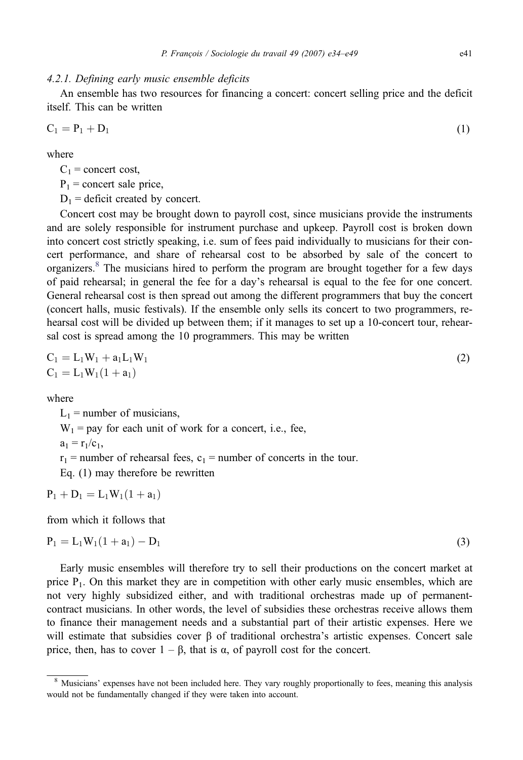#### 4.2.1. *Defining early music ensemble deficits*

An ensemble has two resources for financing a concert: concert selling price and the deficit itself. This can be written

$$C_1 = P_1 + D_1 \tag{1}$$

where

$C_1$ = concert cost,

$P_1$ = concert sale price,

$D_1$ = deficit created by concert.

Concert cost may be brought down to payroll cost, since musicians provide the instruments and are solely responsible for instrument purchase and upkeep. Payroll cost is broken down into concert cost strictly speaking, i.e. sum of fees paid individually to musicians for their concert performance, and share of rehearsal cost to be absorbed by sale of the concert to organizers.[8] The musicians hired to perform the program are brought together for a few days of paid rehearsal; in general the fee for a day's rehearsal is equal to the fee for one concert. General rehearsal cost is then spread out among the different programmers that buy the concert (concert halls, music festivals). If the ensemble only sells its concert to two programmers, rehearsal cost will be divided up between them; if it manages to set up a 10-concert tour, rehearsal cost is spread among the 10 programmers. This may be written

$$C_1 = L_1W_1 + a_1L_1W_1 \tag{2}$$

$$C_1 = L_1W_1(1 + a_1)$$

where

$L_1$ = number of musicians,

$W_1$ = pay for each unit of work for a concert, i.e., fee,

$a_1 = r_1/c_1$,

$r_1$ = number of rehearsal fees, $c_1$ = number of concerts in the tour.

Eq. (1) may therefore be rewritten

$$P_1 + D_1 = L_1W_1(1 + a_1)$$

from which it follows that

$$P_1 = L_1W_1(1 + a_1) - D_1 \tag{3}$$

Early music ensembles will therefore try to sell their productions on the concert market at price $P_1$. On this market they are in competition with other early music ensembles, which are not very highly subsidized either, and with traditional orchestras made up of permanent-contract musicians. In other words, the level of subsidies these orchestras receive allows them to finance their management needs and a substantial part of their artistic expenses. Here we will estimate that subsidies cover β of traditional orchestra's artistic expenses. Concert sale price, then, has to cover 1 – β, that is α, of payroll cost for the concert.

[8] Musicians' expenses have not been included here. They vary roughly proportionally to fees, meaning this analysis would not be fundamentally changed if they were taken into account.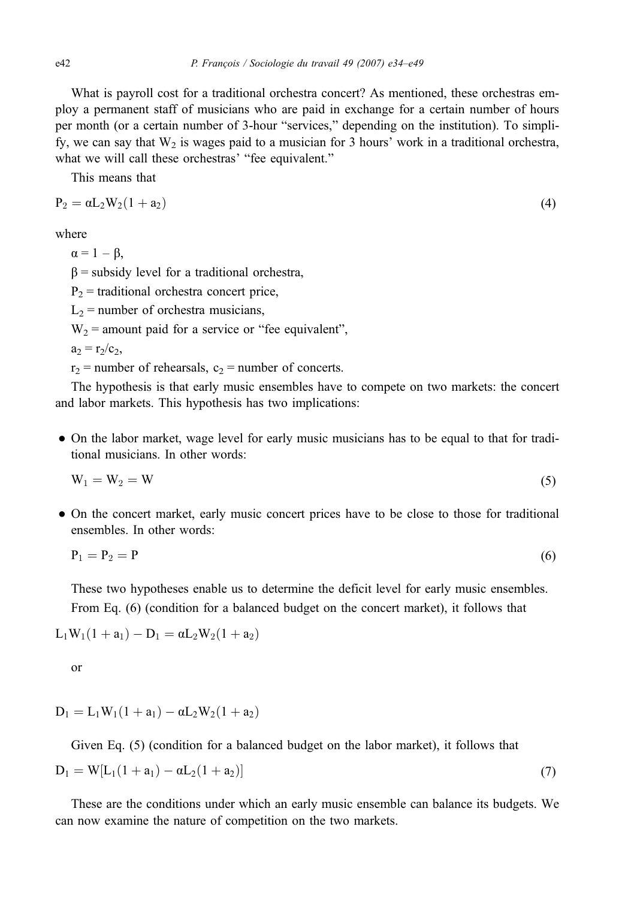What is payroll cost for a traditional orchestra concert? As mentioned, these orchestras employ a permanent staff of musicians who are paid in exchange for a certain number of hours per month (or a certain number of 3-hour "services," depending on the institution). To simplify, we can say that $W_2$ is wages paid to a musician for 3 hours' work in a traditional orchestra, what we will call these orchestras' "fee equivalent."

This means that

$$P_2 = \alpha L_2 W_2 (1 + a_2) \tag{4}$$

where

$\alpha = 1 - \beta$,

$\beta$ = subsidy level for a traditional orchestra,

$P_2$ = traditional orchestra concert price,

$L_2$ = number of orchestra musicians,

$W_2$ = amount paid for a service or "fee equivalent",

$a_2 = r_2/c_2$,

$r_2$ = number of rehearsals, $c_2$ = number of concerts.

The hypothesis is that early music ensembles have to compete on two markets: the concert and labor markets. This hypothesis has two implications:

- On the labor market, wage level for early music musicians has to be equal to that for traditional musicians. In other words:

$$W_1 = W_2 = W \tag{5}$$

- On the concert market, early music concert prices have to be close to those for traditional ensembles. In other words:

$$P_1 = P_2 = P \tag{6}$$

These two hypotheses enable us to determine the deficit level for early music ensembles.

From Eq. (6) (condition for a balanced budget on the concert market), it follows that

$$L_1 W_1 (1 + a_1) - D_1 = \alpha L_2 W_2 (1 + a_2)$$

or

$$D_1 = L_1 W_1 (1 + a_1) - \alpha L_2 W_2 (1 + a_2)$$

Given Eq. (5) (condition for a balanced budget on the labor market), it follows that

$$D_1 = W[L_1(1 + a_1) - \alpha L_2 (1 + a_2)] \tag{7}$$

These are the conditions under which an early music ensemble can balance its budgets. We can now examine the nature of competition on the two markets.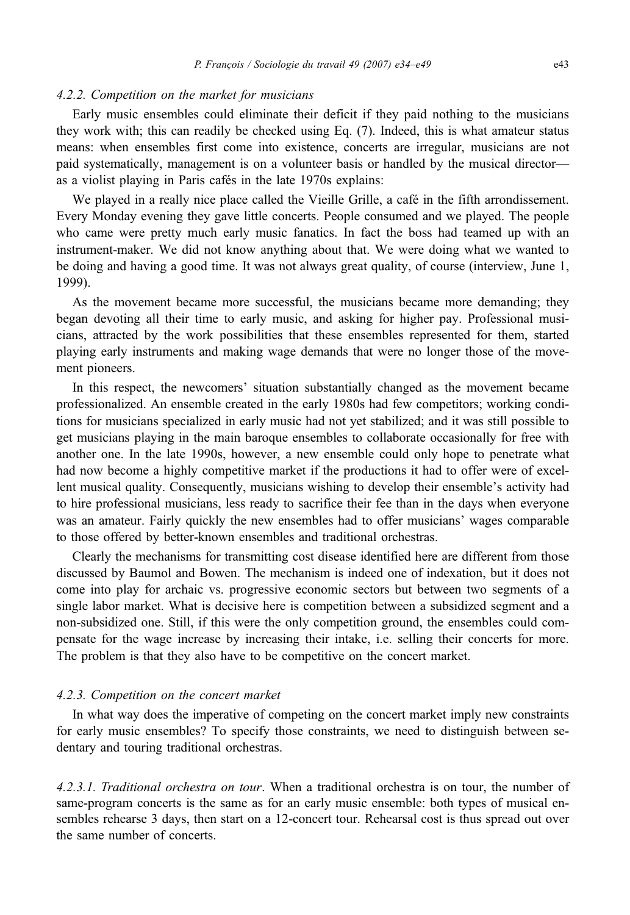#### *4.2.2. Competition on the market for musicians*

Early music ensembles could eliminate their deficit if they paid nothing to the musicians they work with; this can readily be checked using Eq. (7). Indeed, this is what amateur status means: when ensembles first come into existence, concerts are irregular, musicians are not paid systematically, management is on a volunteer basis or handled by the musical director—as a violist playing in Paris cafés in the late 1970s explains:

We played in a really nice place called the Vieille Grille, a café in the fifth arrondissement. Every Monday evening they gave little concerts. People consumed and we played. The people who came were pretty much early music fanatics. In fact the boss had teamed up with an instrument-maker. We did not know anything about that. We were doing what we wanted to be doing and having a good time. It was not always great quality, of course (interview, June 1, 1999).

As the movement became more successful, the musicians became more demanding; they began devoting all their time to early music, and asking for higher pay. Professional musicians, attracted by the work possibilities that these ensembles represented for them, started playing early instruments and making wage demands that were no longer those of the movement pioneers.

In this respect, the newcomers' situation substantially changed as the movement became professionalized. An ensemble created in the early 1980s had few competitors; working conditions for musicians specialized in early music had not yet stabilized; and it was still possible to get musicians playing in the main baroque ensembles to collaborate occasionally for free with another one. In the late 1990s, however, a new ensemble could only hope to penetrate what had now become a highly competitive market if the productions it had to offer were of excellent musical quality. Consequently, musicians wishing to develop their ensemble's activity had to hire professional musicians, less ready to sacrifice their fee than in the days when everyone was an amateur. Fairly quickly the new ensembles had to offer musicians' wages comparable to those offered by better-known ensembles and traditional orchestras.

Clearly the mechanisms for transmitting cost disease identified here are different from those discussed by Baumol and Bowen. The mechanism is indeed one of indexation, but it does not come into play for archaic vs. progressive economic sectors but between two segments of a single labor market. What is decisive here is competition between a subsidized segment and a non-subsidized one. Still, if this were the only competition ground, the ensembles could compensate for the wage increase by increasing their intake, i.e. selling their concerts for more. The problem is that they also have to be competitive on the concert market.

#### *4.2.3. Competition on the concert market*

In what way does the imperative of competing on the concert market imply new constraints for early music ensembles? To specify those constraints, we need to distinguish between sedentary and touring traditional orchestras.

*4.2.3.1. Traditional orchestra on tour*. When a traditional orchestra is on tour, the number of same-program concerts is the same as for an early music ensemble: both types of musical ensembles rehearse 3 days, then start on a 12-concert tour. Rehearsal cost is thus spread out over the same number of concerts.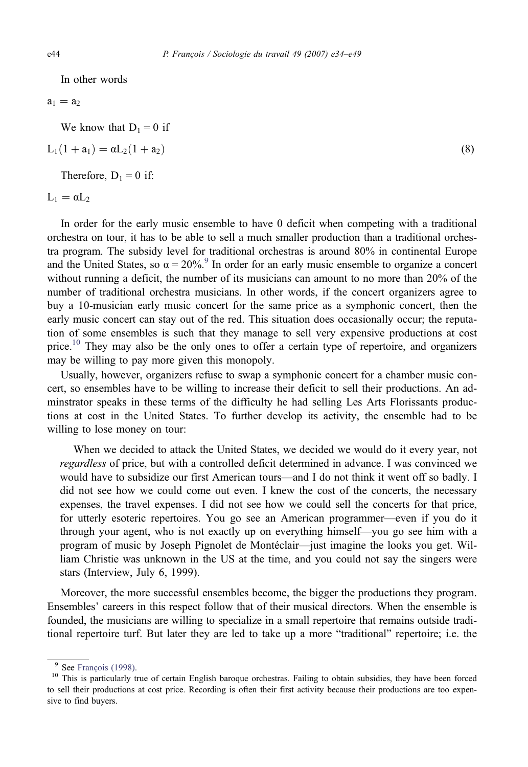In other words

$$a_1 = a_2$$

We know that $D_1 = 0$ if

$$L_1(1 + a_1) = \alpha L_2(1 + a_2) \tag{8}$$

Therefore, $D_1 = 0$ if:

$$L_1 = \alpha L_2$$

In order for the early music ensemble to have 0 deficit when competing with a traditional orchestra on tour, it has to be able to sell a much smaller production than a traditional orchestra program. The subsidy level for traditional orchestras is around 80% in continental Europe and the United States, so $\alpha = 20\%$.[9] In order for an early music ensemble to organize a concert without running a deficit, the number of its musicians can amount to no more than 20% of the number of traditional orchestra musicians. In other words, if the concert organizers agree to buy a 10-musician early music concert for the same price as a symphonic concert, then the early music concert can stay out of the red. This situation does occasionally occur; the reputation of some ensembles is such that they manage to sell very expensive productions at cost price.[10] They may also be the only ones to offer a certain type of repertoire, and organizers may be willing to pay more given this monopoly.

Usually, however, organizers refuse to swap a symphonic concert for a chamber music concert, so ensembles have to be willing to increase their deficit to sell their productions. An adminstrator speaks in these terms of the difficulty he had selling Les Arts Florissants productions at cost in the United States. To further develop its activity, the ensemble had to be willing to lose money on tour:

> When we decided to attack the United States, we decided we would do it every year, not *regardless* of price, but with a controlled deficit determined in advance. I was convinced we would have to subsidize our first American tours—and I do not think it went off so badly. I did not see how we could come out even. I knew the cost of the concerts, the necessary expenses, the travel expenses. I did not see how we could sell the concerts for that price, for utterly esoteric repertoires. You go see an American programmer—even if you do it through your agent, who is not exactly up on everything himself—you go see him with a program of music by Joseph Pignolet de Montéclair—just imagine the looks you get. William Christie was unknown in the US at the time, and you could not say the singers were stars (Interview, July 6, 1999).

Moreover, the more successful ensembles become, the bigger the productions they program. Ensembles' careers in this respect follow that of their musical directors. When the ensemble is founded, the musicians are willing to specialize in a small repertoire that remains outside traditional repertoire turf. But later they are led to take up a more "traditional" repertoire; i.e. the

---

[9] See François (1998).

[10] This is particularly true of certain English baroque orchestras. Failing to obtain subsidies, they have been forced to sell their productions at cost price. Recording is often their first activity because their productions are too expensive to find buyers.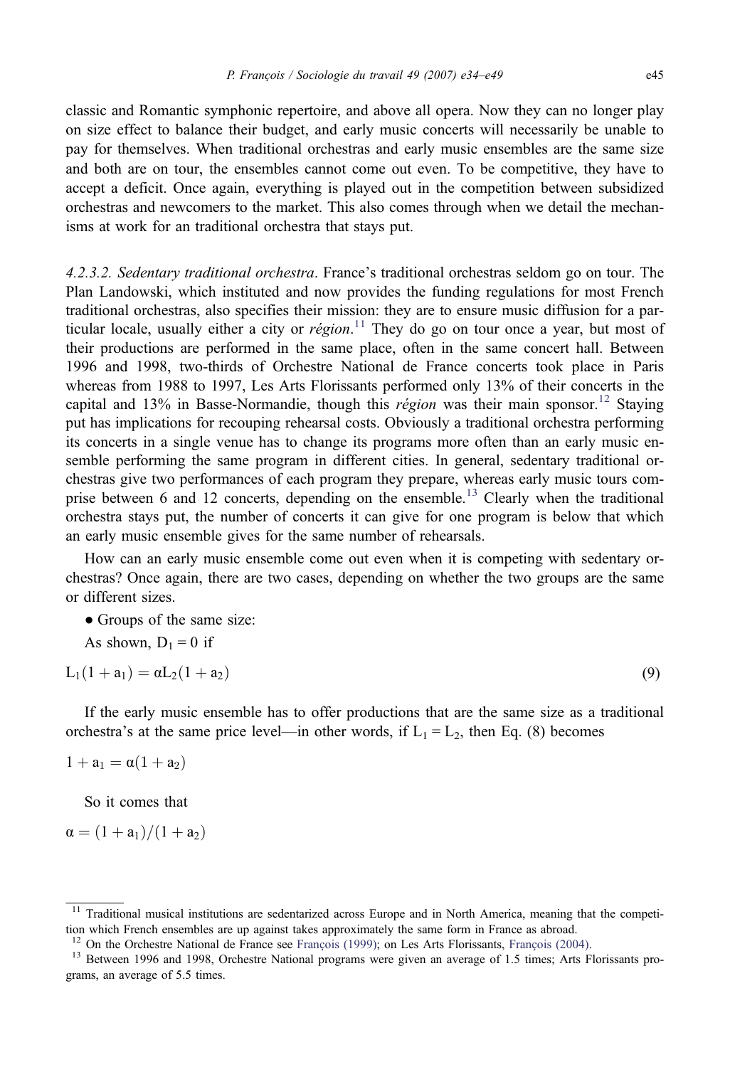classic and Romantic symphonic repertoire, and above all opera. Now they can no longer play on size effect to balance their budget, and early music concerts will necessarily be unable to pay for themselves. When traditional orchestras and early music ensembles are the same size and both are on tour, the ensembles cannot come out even. To be competitive, they have to accept a deficit. Once again, everything is played out in the competition between subsidized orchestras and newcomers to the market. This also comes through when we detail the mechanisms at work for an traditional orchestra that stays put.

*4.2.3.2. Sedentary traditional orchestra*. France's traditional orchestras seldom go on tour. The Plan Landowski, which instituted and now provides the funding regulations for most French traditional orchestras, also specifies their mission: they are to ensure music diffusion for a particular locale, usually either a city or *région*.[11] They do go on tour once a year, but most of their productions are performed in the same place, often in the same concert hall. Between 1996 and 1998, two-thirds of Orchestre National de France concerts took place in Paris whereas from 1988 to 1997, Les Arts Florissants performed only 13% of their concerts in the capital and 13% in Basse-Normandie, though this *région* was their main sponsor.[12] Staying put has implications for recouping rehearsal costs. Obviously a traditional orchestra performing its concerts in a single venue has to change its programs more often than an early music ensemble performing the same program in different cities. In general, sedentary traditional orchestras give two performances of each program they prepare, whereas early music tours comprise between 6 and 12 concerts, depending on the ensemble.[13] Clearly when the traditional orchestra stays put, the number of concerts it can give for one program is below that which an early music ensemble gives for the same number of rehearsals.

How can an early music ensemble come out even when it is competing with sedentary orchestras? Once again, there are two cases, depending on whether the two groups are the same or different sizes.

- Groups of the same size:

As shown, $D_1 = 0$ if

$$L_1(1 + a_1) = \alpha L_2(1 + a_2) \tag{9}$$

If the early music ensemble has to offer productions that are the same size as a traditional orchestra's at the same price level—in other words, if $L_1 = L_2$, then Eq. (8) becomes

$$1 + a_1 = \alpha(1 + a_2)$$

So it comes that

$$\alpha = (1 + a_1)/(1 + a_2)$$

---

[11] Traditional musical institutions are sedentarized across Europe and in North America, meaning that the competition which French ensembles are up against takes approximately the same form in France as abroad.

[12] On the Orchestre National de France see François (1999); on Les Arts Florissants, François (2004).

[13] Between 1996 and 1998, Orchestre National programs were given an average of 1.5 times; Arts Florissants programs, an average of 5.5 times.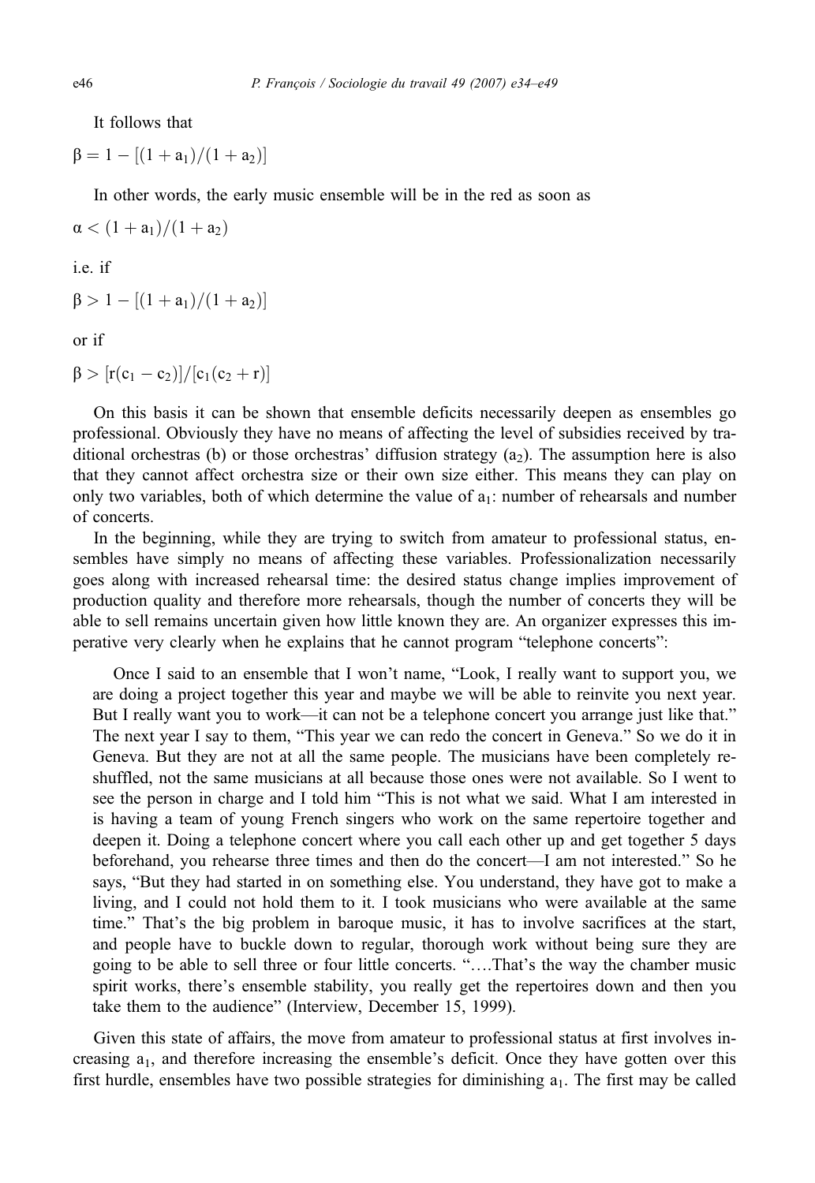It follows that

$$\beta = 1 - [(1 + a_1)/(1 + a_2)]$$

In other words, the early music ensemble will be in the red as soon as

$$\alpha < (1 + a_1)/(1 + a_2)$$

i.e. if

$$\beta > 1 - [(1 + a_1)/(1 + a_2)]$$

or if

$$\beta > [r(c_1 - c_2)]/[c_1(c_2 + r)]$$

On this basis it can be shown that ensemble deficits necessarily deepen as ensembles go professional. Obviously they have no means of affecting the level of subsidies received by traditional orchestras (b) or those orchestras' diffusion strategy ($a_2$). The assumption here is also that they cannot affect orchestra size or their own size either. This means they can play on only two variables, both of which determine the value of $a_1$: number of rehearsals and number of concerts.

In the beginning, while they are trying to switch from amateur to professional status, ensembles have simply no means of affecting these variables. Professionalization necessarily goes along with increased rehearsal time: the desired status change implies improvement of production quality and therefore more rehearsals, though the number of concerts they will be able to sell remains uncertain given how little known they are. An organizer expresses this imperative very clearly when he explains that he cannot program "telephone concerts":

> Once I said to an ensemble that I won't name, "Look, I really want to support you, we are doing a project together this year and maybe we will be able to reinvite you next year. But I really want you to work—it can not be a telephone concert you arrange just like that." The next year I say to them, "This year we can redo the concert in Geneva." So we do it in Geneva. But they are not at all the same people. The musicians have been completely reshuffled, not the same musicians at all because those ones were not available. So I went to see the person in charge and I told him "This is not what we said. What I am interested in is having a team of young French singers who work on the same repertoire together and deepen it. Doing a telephone concert where you call each other up and get together 5 days beforehand, you rehearse three times and then do the concert—I am not interested." So he says, "But they had started in on something else. You understand, they have got to make a living, and I could not hold them to it. I took musicians who were available at the same time." That's the big problem in baroque music, it has to involve sacrifices at the start, and people have to buckle down to regular, thorough work without being sure they are going to be able to sell three or four little concerts. "….That's the way the chamber music spirit works, there's ensemble stability, you really get the repertoires down and then you take them to the audience" (Interview, December 15, 1999).

Given this state of affairs, the move from amateur to professional status at first involves increasing $a_1$, and therefore increasing the ensemble's deficit. Once they have gotten over this first hurdle, ensembles have two possible strategies for diminishing $a_1$. The first may be called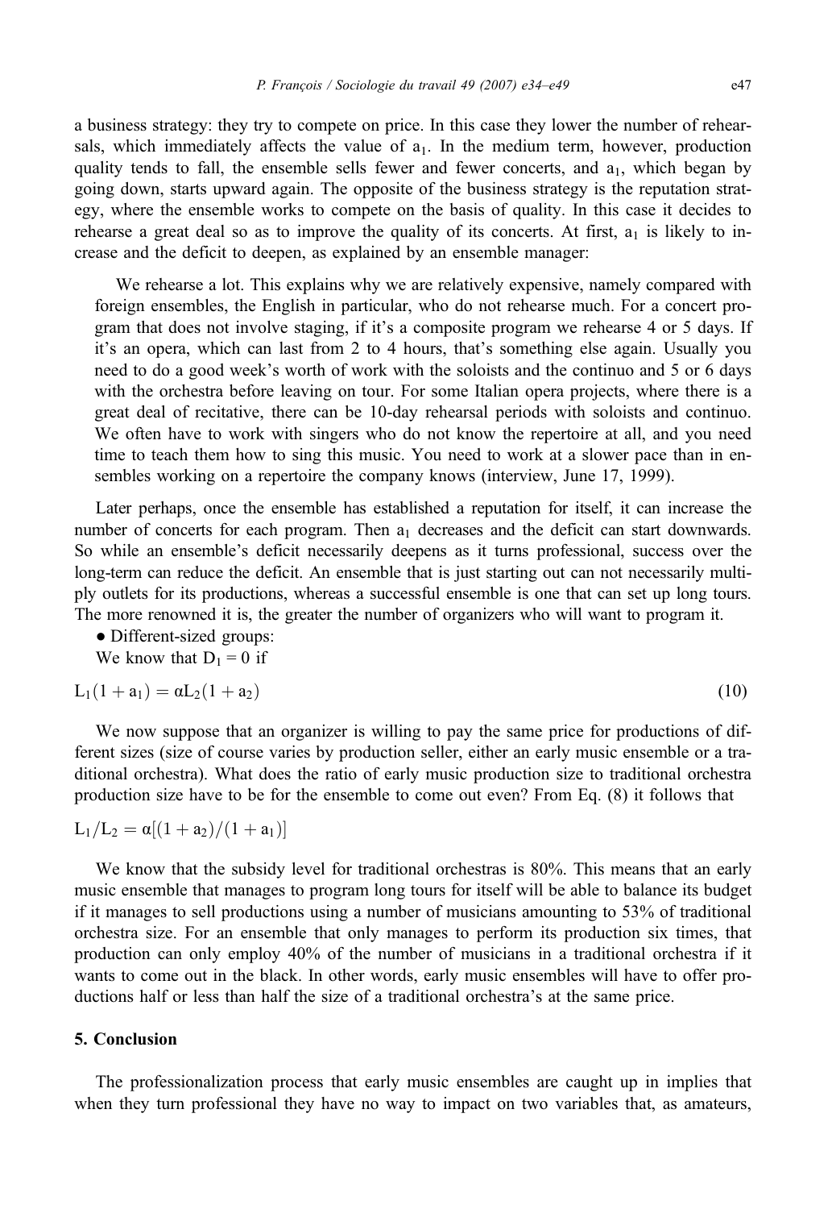a business strategy: they try to compete on price. In this case they lower the number of rehearsals, which immediately affects the value of $a_1$. In the medium term, however, production quality tends to fall, the ensemble sells fewer and fewer concerts, and $a_1$, which began by going down, starts upward again. The opposite of the business strategy is the reputation strategy, where the ensemble works to compete on the basis of quality. In this case it decides to rehearse a great deal so as to improve the quality of its concerts. At first, $a_1$ is likely to increase and the deficit to deepen, as explained by an ensemble manager:

> We rehearse a lot. This explains why we are relatively expensive, namely compared with foreign ensembles, the English in particular, who do not rehearse much. For a concert program that does not involve staging, if it's a composite program we rehearse 4 or 5 days. If it's an opera, which can last from 2 to 4 hours, that's something else again. Usually you need to do a good week's worth of work with the soloists and the continuo and 5 or 6 days with the orchestra before leaving on tour. For some Italian opera projects, where there is a great deal of recitative, there can be 10-day rehearsal periods with soloists and continuo. We often have to work with singers who do not know the repertoire at all, and you need time to teach them how to sing this music. You need to work at a slower pace than in ensembles working on a repertoire the company knows (interview, June 17, 1999).

Later perhaps, once the ensemble has established a reputation for itself, it can increase the number of concerts for each program. Then $a_1$ decreases and the deficit can start downwards. So while an ensemble's deficit necessarily deepens as it turns professional, success over the long-term can reduce the deficit. An ensemble that is just starting out can not necessarily multiply outlets for its productions, whereas a successful ensemble is one that can set up long tours. The more renowned it is, the greater the number of organizers who will want to program it.

- Different-sized groups:

We know that $D_1 = 0$ if

$$L_1(1 + a_1) = \alpha L_2(1 + a_2) \tag{10}$$

We now suppose that an organizer is willing to pay the same price for productions of different sizes (size of course varies by production seller, either an early music ensemble or a traditional orchestra). What does the ratio of early music production size to traditional orchestra production size have to be for the ensemble to come out even? From Eq. (8) it follows that

$$L_1/L_2 = \alpha[(1 + a_2)/(1 + a_1)]$$

We know that the subsidy level for traditional orchestras is 80%. This means that an early music ensemble that manages to program long tours for itself will be able to balance its budget if it manages to sell productions using a number of musicians amounting to 53% of traditional orchestra size. For an ensemble that only manages to perform its production six times, that production can only employ 40% of the number of musicians in a traditional orchestra if it wants to come out in the black. In other words, early music ensembles will have to offer productions half or less than half the size of a traditional orchestra's at the same price.

## 5. Conclusion

The professionalization process that early music ensembles are caught up in implies that when they turn professional they have no way to impact on two variables that, as amateurs,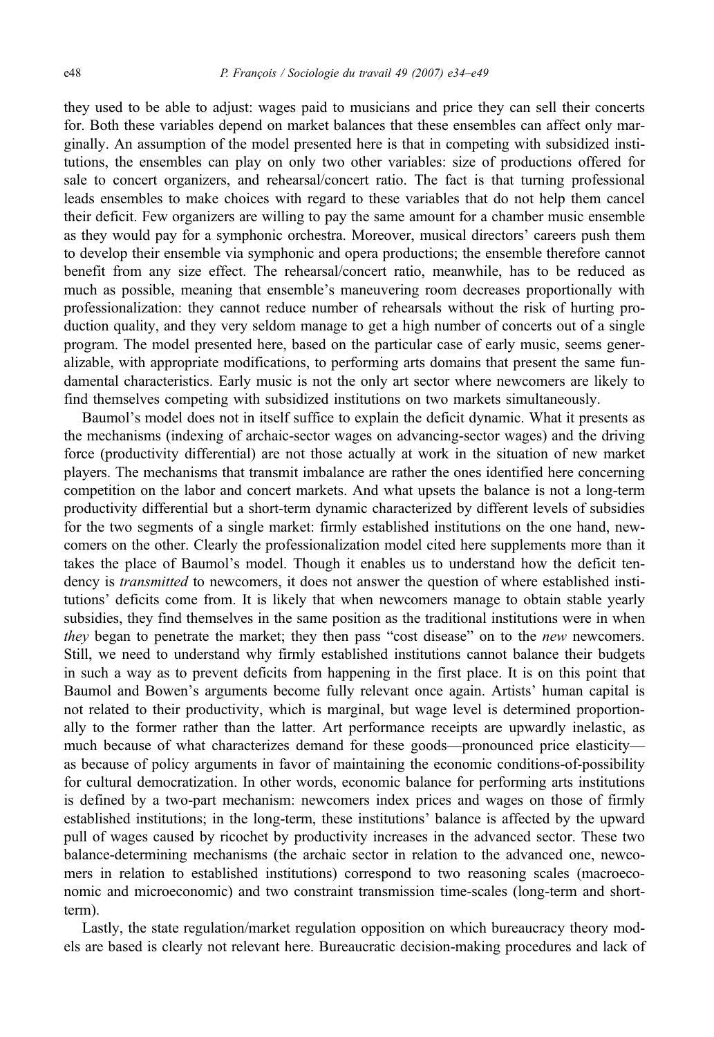they used to be able to adjust: wages paid to musicians and price they can sell their concerts for. Both these variables depend on market balances that these ensembles can affect only marginally. An assumption of the model presented here is that in competing with subsidized institutions, the ensembles can play on only two other variables: size of productions offered for sale to concert organizers, and rehearsal/concert ratio. The fact is that turning professional leads ensembles to make choices with regard to these variables that do not help them cancel their deficit. Few organizers are willing to pay the same amount for a chamber music ensemble as they would pay for a symphonic orchestra. Moreover, musical directors' careers push them to develop their ensemble via symphonic and opera productions; the ensemble therefore cannot benefit from any size effect. The rehearsal/concert ratio, meanwhile, has to be reduced as much as possible, meaning that ensemble's maneuvering room decreases proportionally with professionalization: they cannot reduce number of rehearsals without the risk of hurting production quality, and they very seldom manage to get a high number of concerts out of a single program. The model presented here, based on the particular case of early music, seems generalizable, with appropriate modifications, to performing arts domains that present the same fundamental characteristics. Early music is not the only art sector where newcomers are likely to find themselves competing with subsidized institutions on two markets simultaneously.

Baumol's model does not in itself suffice to explain the deficit dynamic. What it presents as the mechanisms (indexing of archaic-sector wages on advancing-sector wages) and the driving force (productivity differential) are not those actually at work in the situation of new market players. The mechanisms that transmit imbalance are rather the ones identified here concerning competition on the labor and concert markets. And what upsets the balance is not a long-term productivity differential but a short-term dynamic characterized by different levels of subsidies for the two segments of a single market: firmly established institutions on the one hand, newcomers on the other. Clearly the professionalization model cited here supplements more than it takes the place of Baumol's model. Though it enables us to understand how the deficit tendency is *transmitted* to newcomers, it does not answer the question of where established institutions' deficits come from. It is likely that when newcomers manage to obtain stable yearly subsidies, they find themselves in the same position as the traditional institutions were in when *they* began to penetrate the market; they then pass "cost disease" on to the *new* newcomers. Still, we need to understand why firmly established institutions cannot balance their budgets in such a way as to prevent deficits from happening in the first place. It is on this point that Baumol and Bowen's arguments become fully relevant once again. Artists' human capital is not related to their productivity, which is marginal, but wage level is determined proportionally to the former rather than the latter. Art performance receipts are upwardly inelastic, as much because of what characterizes demand for these goods—pronounced price elasticity—as because of policy arguments in favor of maintaining the economic conditions-of-possibility for cultural democratization. In other words, economic balance for performing arts institutions is defined by a two-part mechanism: newcomers index prices and wages on those of firmly established institutions; in the long-term, these institutions' balance is affected by the upward pull of wages caused by ricochet by productivity increases in the advanced sector. These two balance-determining mechanisms (the archaic sector in relation to the advanced one, newcomers in relation to established institutions) correspond to two reasoning scales (macroeconomic and microeconomic) and two constraint transmission time-scales (long-term and short-term).

Lastly, the state regulation/market regulation opposition on which bureaucracy theory models are based is clearly not relevant here. Bureaucratic decision-making procedures and lack of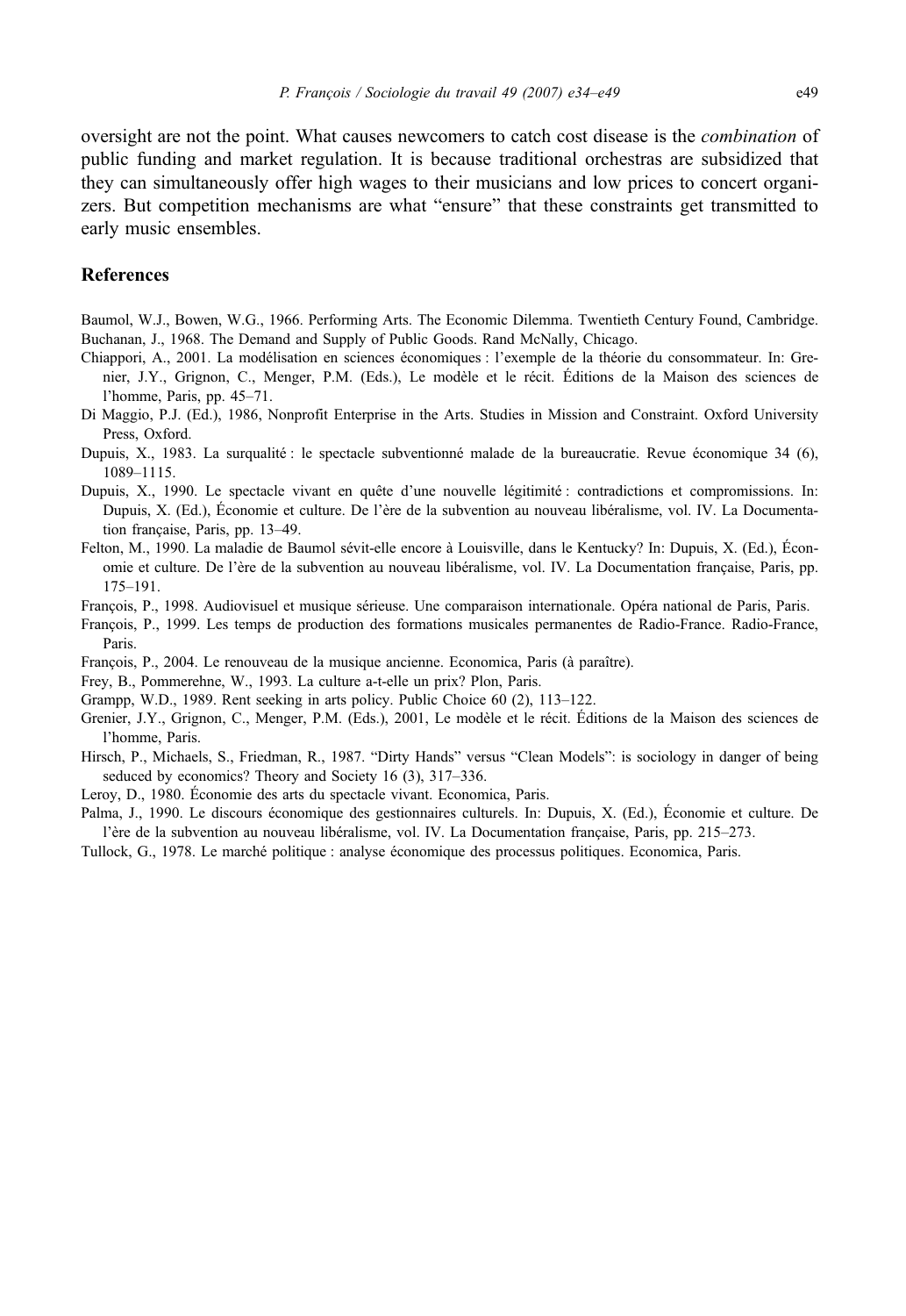oversight are not the point. What causes newcomers to catch cost disease is the *combination* of public funding and market regulation. It is because traditional orchestras are subsidized that they can simultaneously offer high wages to their musicians and low prices to concert organizers. But competition mechanisms are what "ensure" that these constraints get transmitted to early music ensembles.

## References

Baumol, W.J., Bowen, W.G., 1966. Performing Arts. The Economic Dilemma. Twentieth Century Found, Cambridge.

Buchanan, J., 1968. The Demand and Supply of Public Goods. Rand McNally, Chicago.

Chiappori, A., 2001. La modélisation en sciences économiques : l'exemple de la théorie du consommateur. In: Grenier, J.Y., Grignon, C., Menger, P.M. (Eds.), Le modèle et le récit. Éditions de la Maison des sciences de l'homme, Paris, pp. 45–71.

Di Maggio, P.J. (Ed.), 1986, Nonprofit Enterprise in the Arts. Studies in Mission and Constraint. Oxford University Press, Oxford.

Dupuis, X., 1983. La surqualité : le spectacle subventionné malade de la bureaucratie. Revue économique 34 (6), 1089–1115.

Dupuis, X., 1990. Le spectacle vivant en quête d'une nouvelle légitimité : contradictions et compromissions. In: Dupuis, X. (Ed.), Économie et culture. De l'ère de la subvention au nouveau libéralisme, vol. IV. La Documentation française, Paris, pp. 13–49.

Felton, M., 1990. La maladie de Baumol sévit-elle encore à Louisville, dans le Kentucky? In: Dupuis, X. (Ed.), Économie et culture. De l'ère de la subvention au nouveau libéralisme, vol. IV. La Documentation française, Paris, pp. 175–191.

François, P., 1998. Audiovisuel et musique sérieuse. Une comparaison internationale. Opéra national de Paris, Paris.

François, P., 1999. Les temps de production des formations musicales permanentes de Radio-France. Radio-France, Paris.

François, P., 2004. Le renouveau de la musique ancienne. Economica, Paris (à paraître).

Frey, B., Pommerehne, W., 1993. La culture a-t-elle un prix? Plon, Paris.

Grampp, W.D., 1989. Rent seeking in arts policy. Public Choice 60 (2), 113–122.

Grenier, J.Y., Grignon, C., Menger, P.M. (Eds.), 2001, Le modèle et le récit. Éditions de la Maison des sciences de l'homme, Paris.

Hirsch, P., Michaels, S., Friedman, R., 1987. "Dirty Hands" versus "Clean Models": is sociology in danger of being seduced by economics? Theory and Society 16 (3), 317–336.

Leroy, D., 1980. Économie des arts du spectacle vivant. Economica, Paris.

Palma, J., 1990. Le discours économique des gestionnaires culturels. In: Dupuis, X. (Ed.), Économie et culture. De l'ère de la subvention au nouveau libéralisme, vol. IV. La Documentation française, Paris, pp. 215–273.

Tullock, G., 1978. Le marché politique : analyse économique des processus politiques. Economica, Paris.